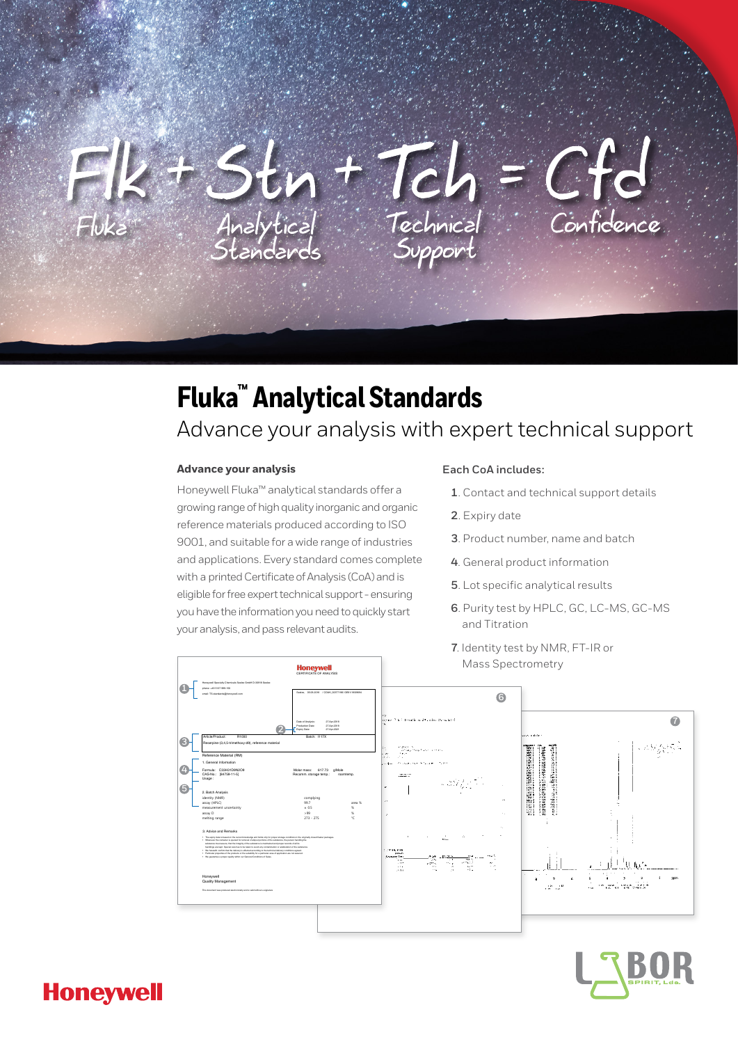Flk + Stn + Tch = Cfd

Fluka™ Analytical Standards Technical Support Confidence

# Fluka™ Analytical Standards

## Advance your analysis with expert technical support

### Advance your analysis

Honeywell Fluka™ analytical standards offer a growing range of high quality inorganic and organic reference materials produced according to ISO 9001, and suitable for a wide range of industries and applications. Every standard comes complete with a printed Certificate of Analysis (CoA) and is eligible for free expert technical support - ensuring you have the information you need to quickly start your analysis, and pass relevant audits.

### Each CoA includes:

1. Contact and technical support details
2. Expiry date
3. Product number, name and batch
4. General product information
5. Lot specific analytical results
6. Purity test by HPLC, GC, LC-MS, GC-MS and Titration
7. Identity test by NMR, FT-IR or Mass Spectrometry

Honeywell

LABOR SPIRIT, Lda.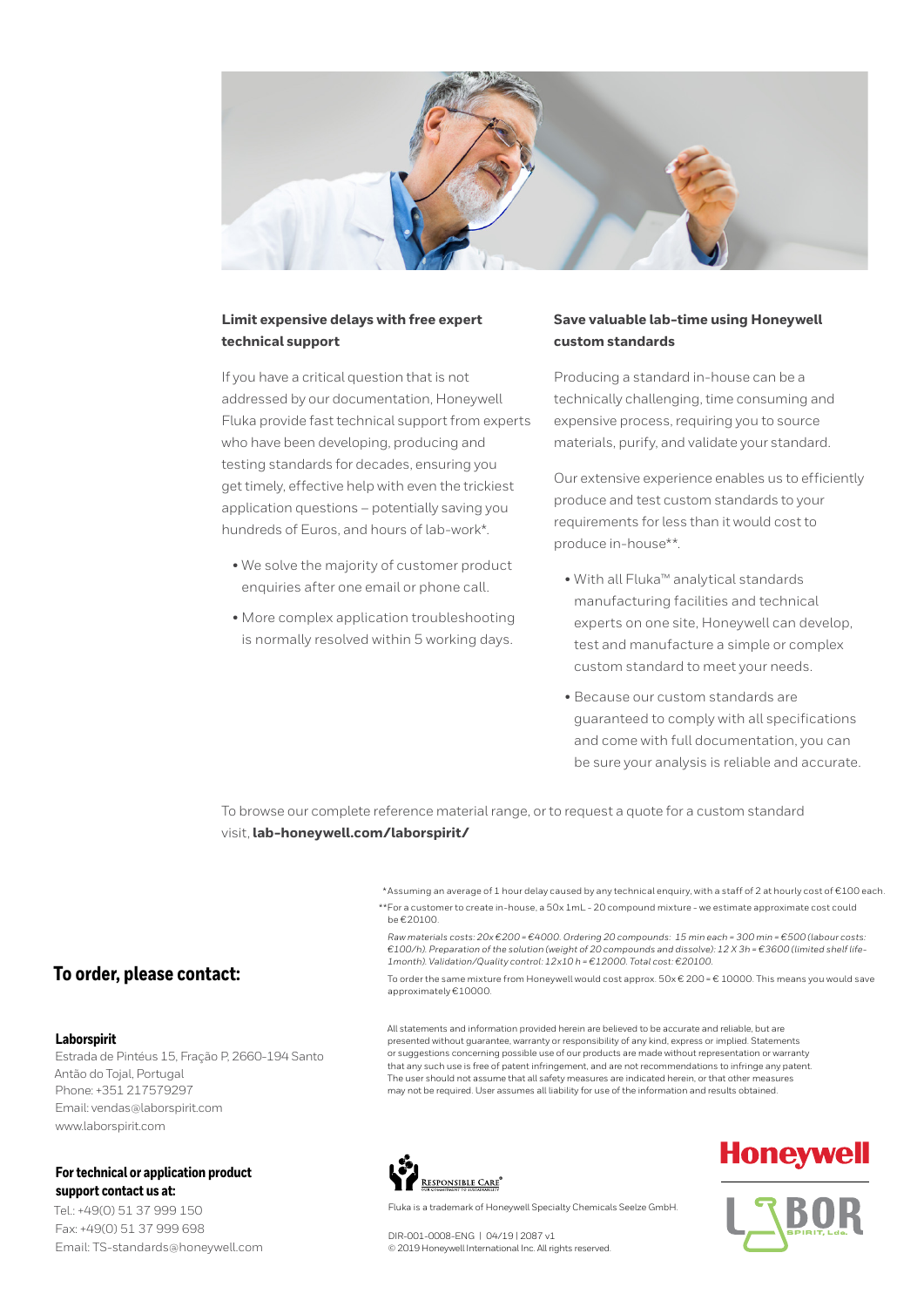### Limit expensive delays with free expert technical support

If you have a critical question that is not addressed by our documentation, Honeywell Fluka provide fast technical support from experts who have been developing, producing and testing standards for decades, ensuring you get timely, effective help with even the trickiest application questions – potentially saving you hundreds of Euros, and hours of lab-work*.

- We solve the majority of customer product enquiries after one email or phone call.
- More complex application troubleshooting is normally resolved within 5 working days.

### Save valuable lab-time using Honeywell custom standards

Producing a standard in-house can be a technically challenging, time consuming and expensive process, requiring you to source materials, purify, and validate your standard.

Our extensive experience enables us to efficiently produce and test custom standards to your requirements for less than it would cost to produce in-house**.

- With all Fluka™ analytical standards manufacturing facilities and technical experts on one site, Honeywell can develop, test and manufacture a simple or complex custom standard to meet your needs.
- Because our custom standards are guaranteed to comply with all specifications and come with full documentation, you can be sure your analysis is reliable and accurate.

To browse our complete reference material range, or to request a quote for a custom standard visit, **lab-honeywell.com/laborspirit/**

*Assuming an average of 1 hour delay caused by any technical enquiry, with a staff of 2 at hourly cost of €100 each.

**For a customer to create in-house, a 50x 1mL - 20 compound mixture - we estimate approximate cost could be €20100.

*Raw materials costs: 20x €200 = €4000. Ordering 20 compounds: 15 min each = 300 min = €500 (labour costs: €100/h). Preparation of the solution (weight of 20 compounds and dissolve): 12 X 3h = €3600 (limited shelf life-1month). Validation/Quality control: 12x10 h = €12000. Total cost: €20100.*

To order the same mixture from Honeywell would cost approx. 50x € 200 = € 10000. This means you would save approximately €10000.

All statements and information provided herein are believed to be accurate and reliable, but are presented without guarantee, warranty or responsibility of any kind, express or implied. Statements or suggestions concerning possible use of our products are made without representation or warranty that any such use is free of patent infringement, and are not recommendations to infringe any patent. The user should not assume that all safety measures are indicated herein, or that other measures may not be required. User assumes all liability for use of the information and results obtained.

## To order, please contact:

**Laborspirit**
Estrada de Pintéus 15, Fração P, 2660-194 Santo Antão do Tojal, Portugal
Phone: +351 217579297
Email: vendas@laborspirit.com
www.laborspirit.com

**For technical or application product support contact us at:**
Tel.: +49(0) 51 37 999 150
Fax: +49(0) 51 37 999 698
Email: TS-standards@honeywell.com

Responsible Care®

Fluka is a trademark of Honeywell Specialty Chemicals Seelze GmbH.

DIR-001-0008-ENG | 04/19 | 2087 v1
© 2019 Honeywell International Inc. All rights reserved.

Honeywell

LABOR SPIRIT, Lda.